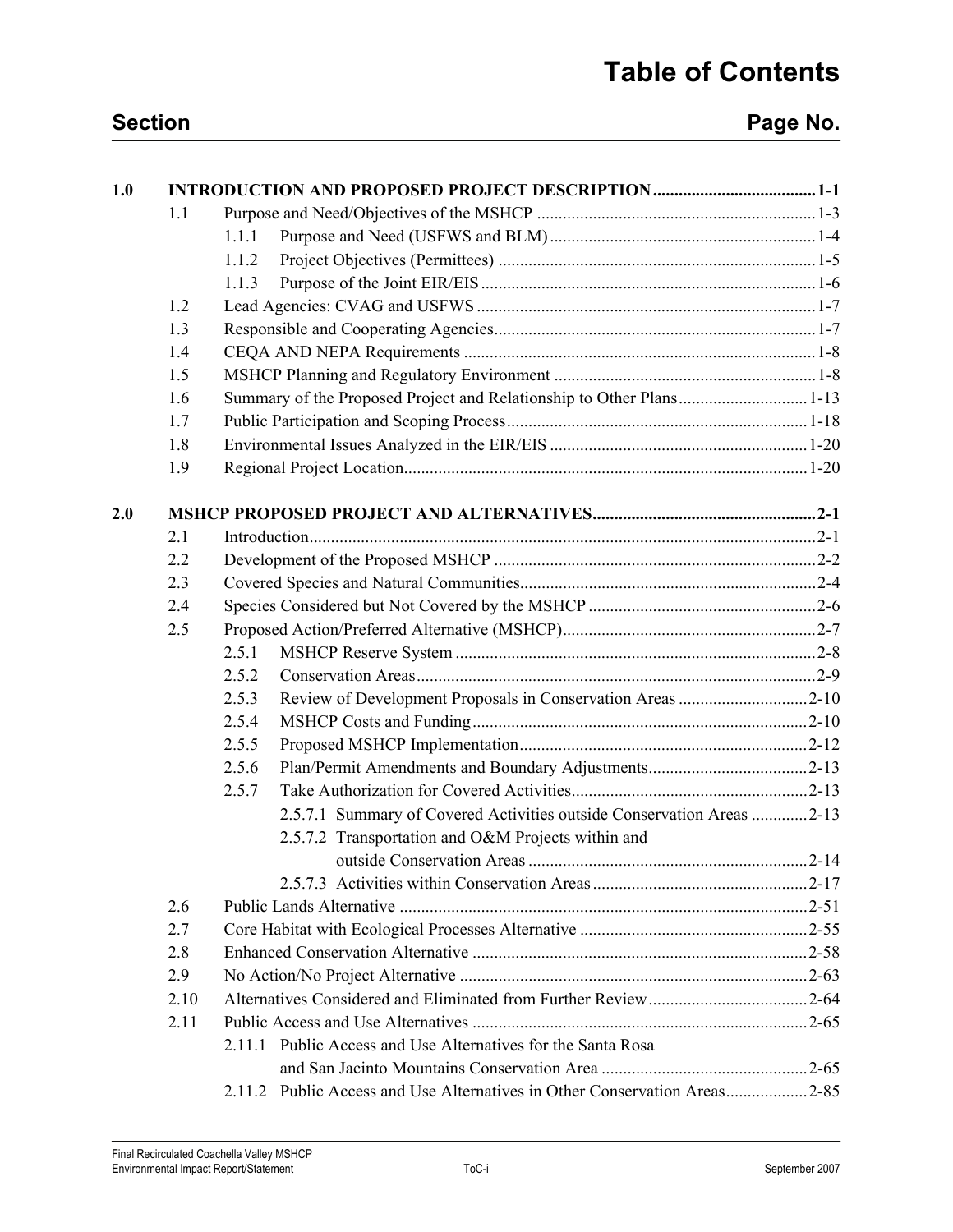# Table of Contents

| Section | | | Page No. |
|---|---|---|---|
| **1.0** | **INTRODUCTION AND PROPOSED PROJECT DESCRIPTION** | | **1-1** |
| | 1.1 | Purpose and Need/Objectives of the MSHCP | 1-3 |
| | | 1.1.1 Purpose and Need (USFWS and BLM) | 1-4 |
| | | 1.1.2 Project Objectives (Permittees) | 1-5 |
| | | 1.1.3 Purpose of the Joint EIR/EIS | 1-6 |
| | 1.2 | Lead Agencies: CVAG and USFWS | 1-7 |
| | 1.3 | Responsible and Cooperating Agencies | 1-7 |
| | 1.4 | CEQA AND NEPA Requirements | 1-8 |
| | 1.5 | MSHCP Planning and Regulatory Environment | 1-8 |
| | 1.6 | Summary of the Proposed Project and Relationship to Other Plans | 1-13 |
| | 1.7 | Public Participation and Scoping Process | 1-18 |
| | 1.8 | Environmental Issues Analyzed in the EIR/EIS | 1-20 |
| | 1.9 | Regional Project Location | 1-20 |
| **2.0** | **MSHCP PROPOSED PROJECT AND ALTERNATIVES** | | **2-1** |
| | 2.1 | Introduction | 2-1 |
| | 2.2 | Development of the Proposed MSHCP | 2-2 |
| | 2.3 | Covered Species and Natural Communities | 2-4 |
| | 2.4 | Species Considered but Not Covered by the MSHCP | 2-6 |
| | 2.5 | Proposed Action/Preferred Alternative (MSHCP) | 2-7 |
| | | 2.5.1 MSHCP Reserve System | 2-8 |
| | | 2.5.2 Conservation Areas | 2-9 |
| | | 2.5.3 Review of Development Proposals in Conservation Areas | 2-10 |
| | | 2.5.4 MSHCP Costs and Funding | 2-10 |
| | | 2.5.5 Proposed MSHCP Implementation | 2-12 |
| | | 2.5.6 Plan/Permit Amendments and Boundary Adjustments | 2-13 |
| | | 2.5.7 Take Authorization for Covered Activities | 2-13 |
| | | 2.5.7.1 Summary of Covered Activities outside Conservation Areas | 2-13 |
| | | 2.5.7.2 Transportation and O&M Projects within and outside Conservation Areas | 2-14 |
| | | 2.5.7.3 Activities within Conservation Areas | 2-17 |
| | 2.6 | Public Lands Alternative | 2-51 |
| | 2.7 | Core Habitat with Ecological Processes Alternative | 2-55 |
| | 2.8 | Enhanced Conservation Alternative | 2-58 |
| | 2.9 | No Action/No Project Alternative | 2-63 |
| | 2.10 | Alternatives Considered and Eliminated from Further Review | 2-64 |
| | 2.11 | Public Access and Use Alternatives | 2-65 |
| | | 2.11.1 Public Access and Use Alternatives for the Santa Rosa and San Jacinto Mountains Conservation Area | 2-65 |
| | | 2.11.2 Public Access and Use Alternatives in Other Conservation Areas | 2-85 |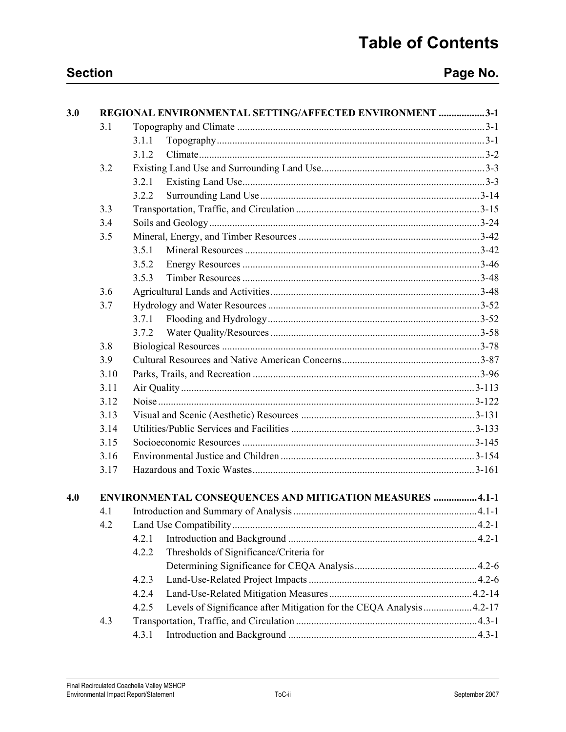# Table of Contents

| Section | | | | Page No. |
|---|---|---|---|---|
| **3.0** | **REGIONAL ENVIRONMENTAL SETTING/AFFECTED ENVIRONMENT** | | | **3-1** |
| | 3.1 | Topography and Climate | | 3-1 |
| | | 3.1.1 | Topography | 3-1 |
| | | 3.1.2 | Climate | 3-2 |
| | 3.2 | Existing Land Use and Surrounding Land Use | | 3-3 |
| | | 3.2.1 | Existing Land Use | 3-3 |
| | | 3.2.2 | Surrounding Land Use | 3-14 |
| | 3.3 | Transportation, Traffic, and Circulation | | 3-15 |
| | 3.4 | Soils and Geology | | 3-24 |
| | 3.5 | Mineral, Energy, and Timber Resources | | 3-42 |
| | | 3.5.1 | Mineral Resources | 3-42 |
| | | 3.5.2 | Energy Resources | 3-46 |
| | | 3.5.3 | Timber Resources | 3-48 |
| | 3.6 | Agricultural Lands and Activities | | 3-48 |
| | 3.7 | Hydrology and Water Resources | | 3-52 |
| | | 3.7.1 | Flooding and Hydrology | 3-52 |
| | | 3.7.2 | Water Quality/Resources | 3-58 |
| | 3.8 | Biological Resources | | 3-78 |
| | 3.9 | Cultural Resources and Native American Concerns | | 3-87 |
| | 3.10 | Parks, Trails, and Recreation | | 3-96 |
| | 3.11 | Air Quality | | 3-113 |
| | 3.12 | Noise | | 3-122 |
| | 3.13 | Visual and Scenic (Aesthetic) Resources | | 3-131 |
| | 3.14 | Utilities/Public Services and Facilities | | 3-133 |
| | 3.15 | Socioeconomic Resources | | 3-145 |
| | 3.16 | Environmental Justice and Children | | 3-154 |
| | 3.17 | Hazardous and Toxic Wastes | | 3-161 |
| **4.0** | **ENVIRONMENTAL CONSEQUENCES AND MITIGATION MEASURES** | | | **4.1-1** |
| | 4.1 | Introduction and Summary of Analysis | | 4.1-1 |
| | 4.2 | Land Use Compatibility | | 4.2-1 |
| | | 4.2.1 | Introduction and Background | 4.2-1 |
| | | 4.2.2 | Thresholds of Significance/Criteria for Determining Significance for CEQA Analysis | 4.2-6 |
| | | 4.2.3 | Land-Use-Related Project Impacts | 4.2-6 |
| | | 4.2.4 | Land-Use-Related Mitigation Measures | 4.2-14 |
| | | 4.2.5 | Levels of Significance after Mitigation for the CEQA Analysis | 4.2-17 |
| | 4.3 | Transportation, Traffic, and Circulation | | 4.3-1 |
| | | 4.3.1 | Introduction and Background | 4.3-1 |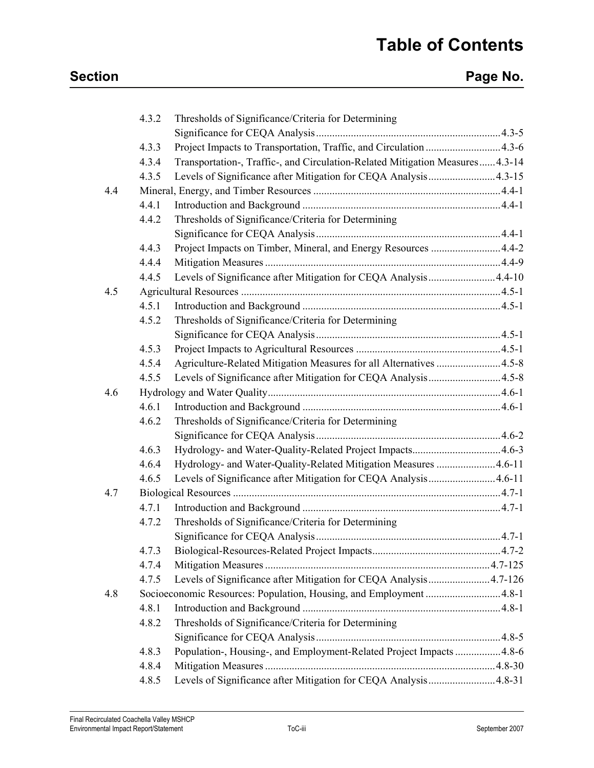# Table of Contents

| Section | | Page No. |
|---|---|---|
| 4.3.2 | Thresholds of Significance/Criteria for Determining Significance for CEQA Analysis | 4.3-5 |
| 4.3.3 | Project Impacts to Transportation, Traffic, and Circulation | 4.3-6 |
| 4.3.4 | Transportation-, Traffic-, and Circulation-Related Mitigation Measures | 4.3-14 |
| 4.3.5 | Levels of Significance after Mitigation for CEQA Analysis | 4.3-15 |
| 4.4 | Mineral, Energy, and Timber Resources | 4.4-1 |
| 4.4.1 | Introduction and Background | 4.4-1 |
| 4.4.2 | Thresholds of Significance/Criteria for Determining Significance for CEQA Analysis | 4.4-1 |
| 4.4.3 | Project Impacts on Timber, Mineral, and Energy Resources | 4.4-2 |
| 4.4.4 | Mitigation Measures | 4.4-9 |
| 4.4.5 | Levels of Significance after Mitigation for CEQA Analysis | 4.4-10 |
| 4.5 | Agricultural Resources | 4.5-1 |
| 4.5.1 | Introduction and Background | 4.5-1 |
| 4.5.2 | Thresholds of Significance/Criteria for Determining Significance for CEQA Analysis | 4.5-1 |
| 4.5.3 | Project Impacts to Agricultural Resources | 4.5-1 |
| 4.5.4 | Agriculture-Related Mitigation Measures for all Alternatives | 4.5-8 |
| 4.5.5 | Levels of Significance after Mitigation for CEQA Analysis | 4.5-8 |
| 4.6 | Hydrology and Water Quality | 4.6-1 |
| 4.6.1 | Introduction and Background | 4.6-1 |
| 4.6.2 | Thresholds of Significance/Criteria for Determining Significance for CEQA Analysis | 4.6-2 |
| 4.6.3 | Hydrology- and Water-Quality-Related Project Impacts | 4.6-3 |
| 4.6.4 | Hydrology- and Water-Quality-Related Mitigation Measures | 4.6-11 |
| 4.6.5 | Levels of Significance after Mitigation for CEQA Analysis | 4.6-11 |
| 4.7 | Biological Resources | 4.7-1 |
| 4.7.1 | Introduction and Background | 4.7-1 |
| 4.7.2 | Thresholds of Significance/Criteria for Determining Significance for CEQA Analysis | 4.7-1 |
| 4.7.3 | Biological-Resources-Related Project Impacts | 4.7-2 |
| 4.7.4 | Mitigation Measures | 4.7-125 |
| 4.7.5 | Levels of Significance after Mitigation for CEQA Analysis | 4.7-126 |
| 4.8 | Socioeconomic Resources: Population, Housing, and Employment | 4.8-1 |
| 4.8.1 | Introduction and Background | 4.8-1 |
| 4.8.2 | Thresholds of Significance/Criteria for Determining Significance for CEQA Analysis | 4.8-5 |
| 4.8.3 | Population-, Housing-, and Employment-Related Project Impacts | 4.8-6 |
| 4.8.4 | Mitigation Measures | 4.8-30 |
| 4.8.5 | Levels of Significance after Mitigation for CEQA Analysis | 4.8-31 |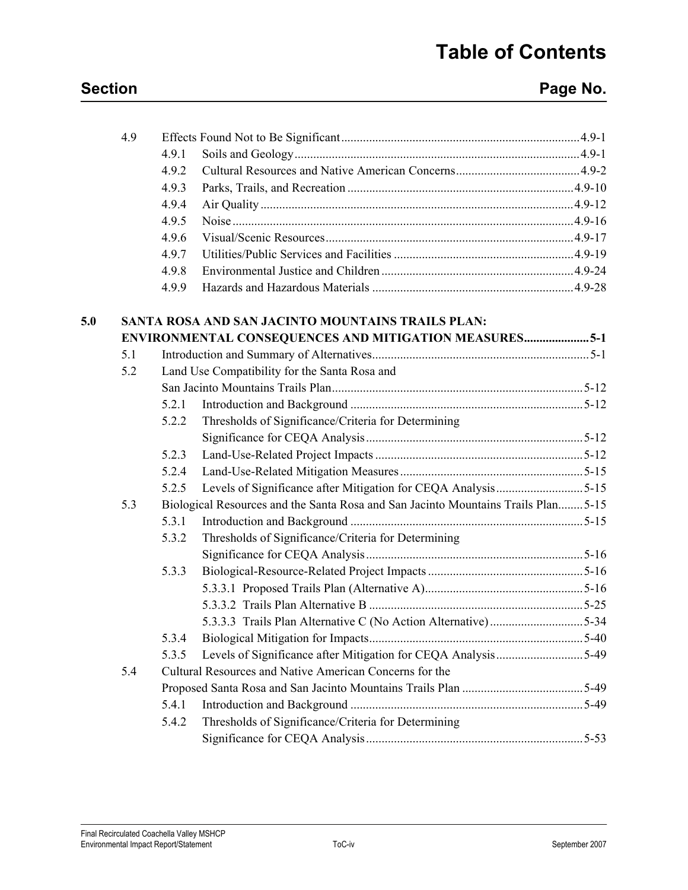# Table of Contents

| Section | | | Page No. |
|---|---|---|---|
| 4.9 | Effects Found Not to Be Significant | | 4.9-1 |
| | 4.9.1 | Soils and Geology | 4.9-1 |
| | 4.9.2 | Cultural Resources and Native American Concerns | 4.9-2 |
| | 4.9.3 | Parks, Trails, and Recreation | 4.9-10 |
| | 4.9.4 | Air Quality | 4.9-12 |
| | 4.9.5 | Noise | 4.9-16 |
| | 4.9.6 | Visual/Scenic Resources | 4.9-17 |
| | 4.9.7 | Utilities/Public Services and Facilities | 4.9-19 |
| | 4.9.8 | Environmental Justice and Children | 4.9-24 |
| | 4.9.9 | Hazards and Hazardous Materials | 4.9-28 |
| **5.0** | **SANTA ROSA AND SAN JACINTO MOUNTAINS TRAILS PLAN: ENVIRONMENTAL CONSEQUENCES AND MITIGATION MEASURES** | | **5-1** |
| 5.1 | Introduction and Summary of Alternatives | | 5-1 |
| 5.2 | Land Use Compatibility for the Santa Rosa and San Jacinto Mountains Trails Plan | | 5-12 |
| | 5.2.1 | Introduction and Background | 5-12 |
| | 5.2.2 | Thresholds of Significance/Criteria for Determining Significance for CEQA Analysis | 5-12 |
| | 5.2.3 | Land-Use-Related Project Impacts | 5-12 |
| | 5.2.4 | Land-Use-Related Mitigation Measures | 5-15 |
| | 5.2.5 | Levels of Significance after Mitigation for CEQA Analysis | 5-15 |
| 5.3 | Biological Resources and the Santa Rosa and San Jacinto Mountains Trails Plan | | 5-15 |
| | 5.3.1 | Introduction and Background | 5-15 |
| | 5.3.2 | Thresholds of Significance/Criteria for Determining Significance for CEQA Analysis | 5-16 |
| | 5.3.3 | Biological-Resource-Related Project Impacts | 5-16 |
| | | 5.3.3.1 Proposed Trails Plan (Alternative A) | 5-16 |
| | | 5.3.3.2 Trails Plan Alternative B | 5-25 |
| | | 5.3.3.3 Trails Plan Alternative C (No Action Alternative) | 5-34 |
| | 5.3.4 | Biological Mitigation for Impacts | 5-40 |
| | 5.3.5 | Levels of Significance after Mitigation for CEQA Analysis | 5-49 |
| 5.4 | Cultural Resources and Native American Concerns for the Proposed Santa Rosa and San Jacinto Mountains Trails Plan | | 5-49 |
| | 5.4.1 | Introduction and Background | 5-49 |
| | 5.4.2 | Thresholds of Significance/Criteria for Determining Significance for CEQA Analysis | 5-53 |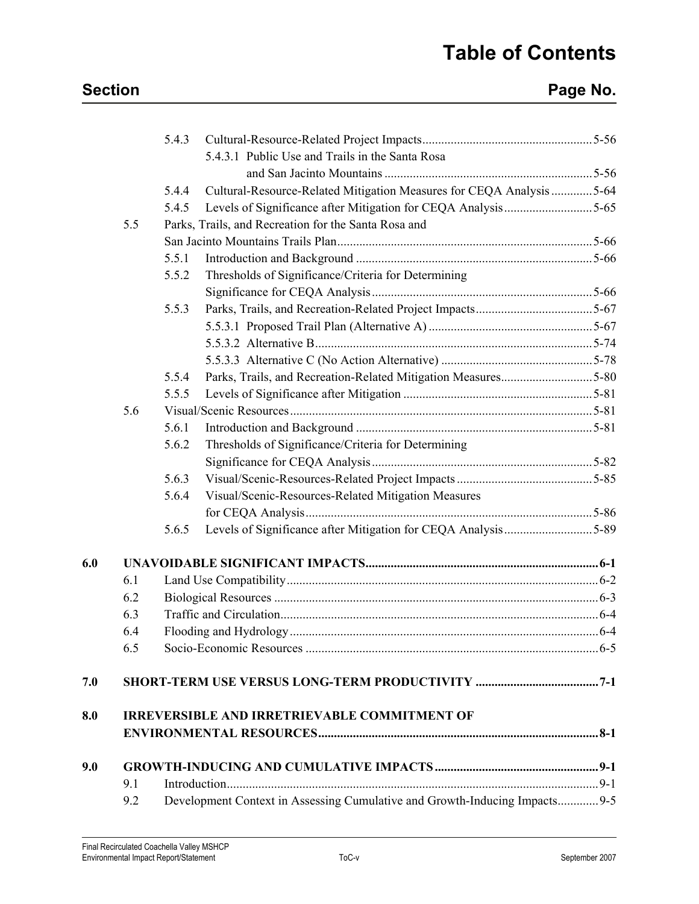# Table of Contents

| Section | | | Page No. |
|---|---|---|---|
| | 5.4.3 | Cultural-Resource-Related Project Impacts | 5-56 |
| | | 5.4.3.1 Public Use and Trails in the Santa Rosa and San Jacinto Mountains | 5-56 |
| | 5.4.4 | Cultural-Resource-Related Mitigation Measures for CEQA Analysis | 5-64 |
| | 5.4.5 | Levels of Significance after Mitigation for CEQA Analysis | 5-65 |
| 5.5 | | Parks, Trails, and Recreation for the Santa Rosa and San Jacinto Mountains Trails Plan | 5-66 |
| | 5.5.1 | Introduction and Background | 5-66 |
| | 5.5.2 | Thresholds of Significance/Criteria for Determining Significance for CEQA Analysis | 5-66 |
| | 5.5.3 | Parks, Trails, and Recreation-Related Project Impacts | 5-67 |
| | | 5.5.3.1 Proposed Trail Plan (Alternative A) | 5-67 |
| | | 5.5.3.2 Alternative B | 5-74 |
| | | 5.5.3.3 Alternative C (No Action Alternative) | 5-78 |
| | 5.5.4 | Parks, Trails, and Recreation-Related Mitigation Measures | 5-80 |
| | 5.5.5 | Levels of Significance after Mitigation | 5-81 |
| 5.6 | | Visual/Scenic Resources | 5-81 |
| | 5.6.1 | Introduction and Background | 5-81 |
| | 5.6.2 | Thresholds of Significance/Criteria for Determining Significance for CEQA Analysis | 5-82 |
| | 5.6.3 | Visual/Scenic-Resources-Related Project Impacts | 5-85 |
| | 5.6.4 | Visual/Scenic-Resources-Related Mitigation Measures for CEQA Analysis | 5-86 |
| | 5.6.5 | Levels of Significance after Mitigation for CEQA Analysis | 5-89 |
| **6.0** | | **UNAVOIDABLE SIGNIFICANT IMPACTS** | **6-1** |
| 6.1 | | Land Use Compatibility | 6-2 |
| 6.2 | | Biological Resources | 6-3 |
| 6.3 | | Traffic and Circulation | 6-4 |
| 6.4 | | Flooding and Hydrology | 6-4 |
| 6.5 | | Socio-Economic Resources | 6-5 |
| **7.0** | | **SHORT-TERM USE VERSUS LONG-TERM PRODUCTIVITY** | **7-1** |
| **8.0** | | **IRREVERSIBLE AND IRRETRIEVABLE COMMITMENT OF ENVIRONMENTAL RESOURCES** | **8-1** |
| **9.0** | | **GROWTH-INDUCING AND CUMULATIVE IMPACTS** | **9-1** |
| 9.1 | | Introduction | 9-1 |
| 9.2 | | Development Context in Assessing Cumulative and Growth-Inducing Impacts | 9-5 |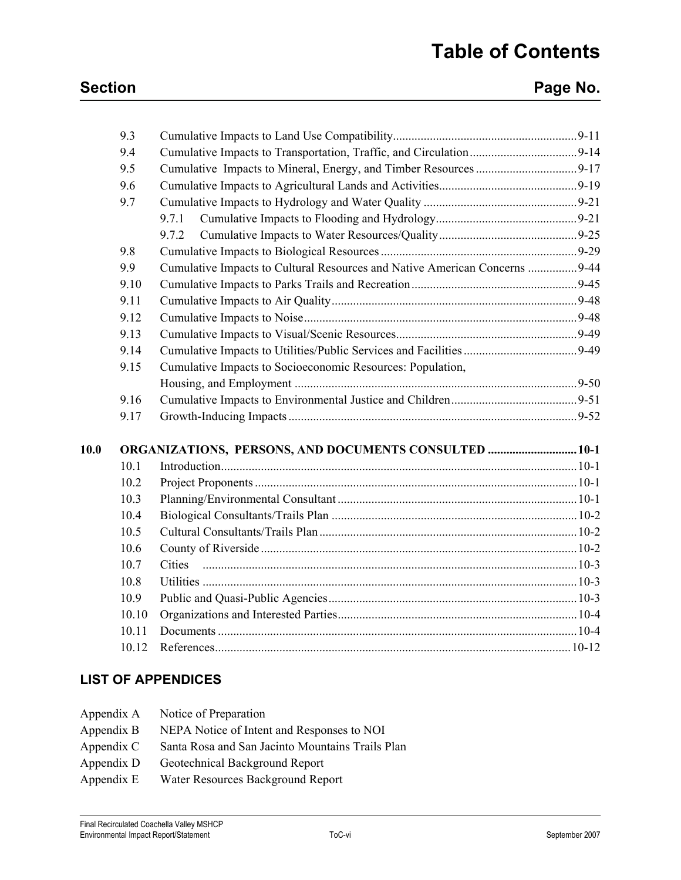# Table of Contents

| Section | | Page No. |
|---|---|---|
| 9.3 | Cumulative Impacts to Land Use Compatibility | 9-11 |
| 9.4 | Cumulative Impacts to Transportation, Traffic, and Circulation | 9-14 |
| 9.5 | Cumulative Impacts to Mineral, Energy, and Timber Resources | 9-17 |
| 9.6 | Cumulative Impacts to Agricultural Lands and Activities | 9-19 |
| 9.7 | Cumulative Impacts to Hydrology and Water Quality | 9-21 |
| 9.7.1 | Cumulative Impacts to Flooding and Hydrology | 9-21 |
| 9.7.2 | Cumulative Impacts to Water Resources/Quality | 9-25 |
| 9.8 | Cumulative Impacts to Biological Resources | 9-29 |
| 9.9 | Cumulative Impacts to Cultural Resources and Native American Concerns | 9-44 |
| 9.10 | Cumulative Impacts to Parks Trails and Recreation | 9-45 |
| 9.11 | Cumulative Impacts to Air Quality | 9-48 |
| 9.12 | Cumulative Impacts to Noise | 9-48 |
| 9.13 | Cumulative Impacts to Visual/Scenic Resources | 9-49 |
| 9.14 | Cumulative Impacts to Utilities/Public Services and Facilities | 9-49 |
| 9.15 | Cumulative Impacts to Socioeconomic Resources: Population, Housing, and Employment | 9-50 |
| 9.16 | Cumulative Impacts to Environmental Justice and Children | 9-51 |
| 9.17 | Growth-Inducing Impacts | 9-52 |
| **10.0** | **ORGANIZATIONS, PERSONS, AND DOCUMENTS CONSULTED** | **10-1** |
| 10.1 | Introduction | 10-1 |
| 10.2 | Project Proponents | 10-1 |
| 10.3 | Planning/Environmental Consultant | 10-1 |
| 10.4 | Biological Consultants/Trails Plan | 10-2 |
| 10.5 | Cultural Consultants/Trails Plan | 10-2 |
| 10.6 | County of Riverside | 10-2 |
| 10.7 | Cities | 10-3 |
| 10.8 | Utilities | 10-3 |
| 10.9 | Public and Quasi-Public Agencies | 10-3 |
| 10.10 | Organizations and Interested Parties | 10-4 |
| 10.11 | Documents | 10-4 |
| 10.12 | References | 10-12 |

## LIST OF APPENDICES

| | |
|---|---|
| Appendix A | Notice of Preparation |
| Appendix B | NEPA Notice of Intent and Responses to NOI |
| Appendix C | Santa Rosa and San Jacinto Mountains Trails Plan |
| Appendix D | Geotechnical Background Report |
| Appendix E | Water Resources Background Report |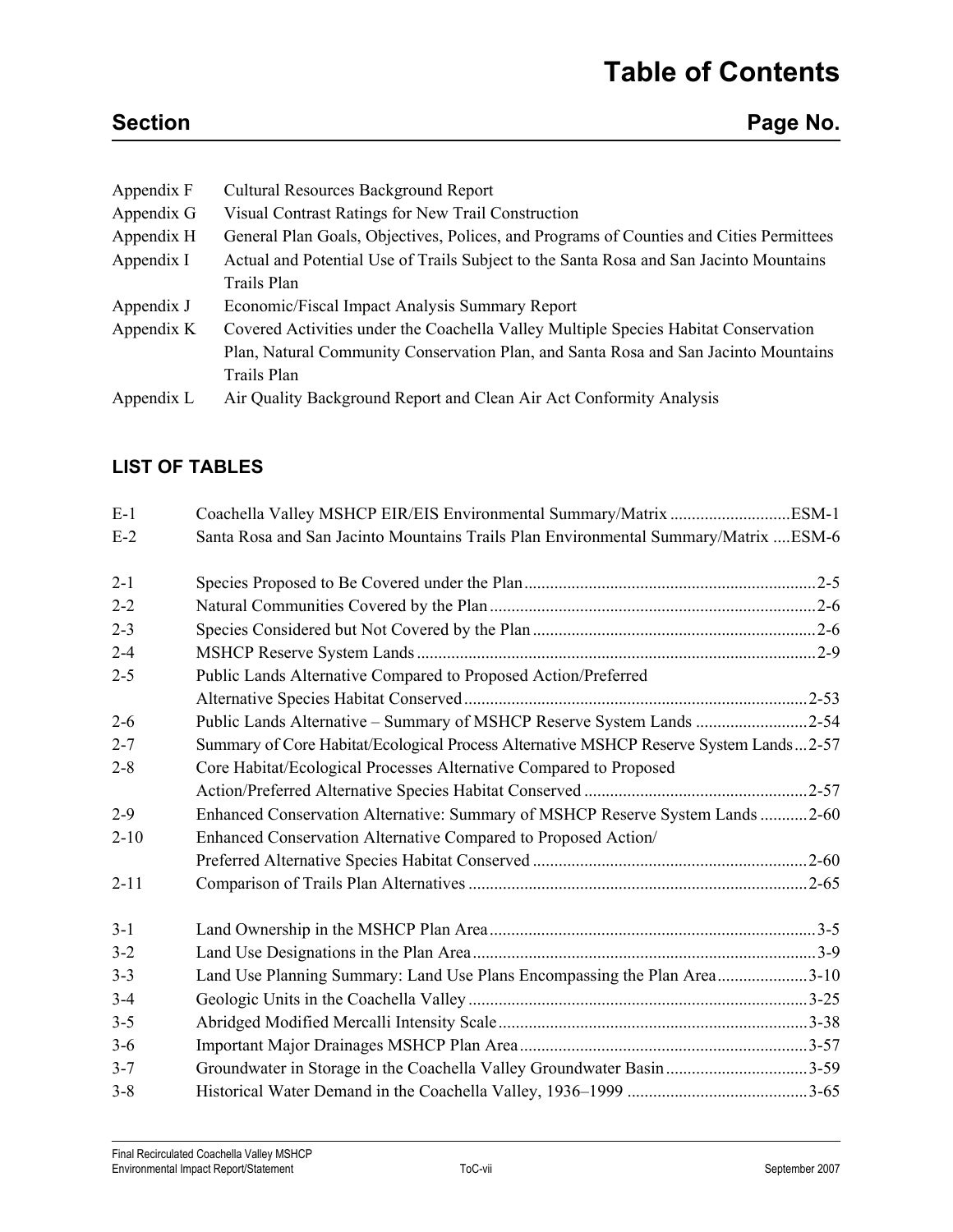# Table of Contents

| Section | Page No. |
|---|---|

| | |
|---|---|
| Appendix F | Cultural Resources Background Report |
| Appendix G | Visual Contrast Ratings for New Trail Construction |
| Appendix H | General Plan Goals, Objectives, Polices, and Programs of Counties and Cities Permittees |
| Appendix I | Actual and Potential Use of Trails Subject to the Santa Rosa and San Jacinto Mountains Trails Plan |
| Appendix J | Economic/Fiscal Impact Analysis Summary Report |
| Appendix K | Covered Activities under the Coachella Valley Multiple Species Habitat Conservation Plan, Natural Community Conservation Plan, and Santa Rosa and San Jacinto Mountains Trails Plan |
| Appendix L | Air Quality Background Report and Clean Air Act Conformity Analysis |

## LIST OF TABLES

| | | |
|---|---|---|
| E-1 | Coachella Valley MSHCP EIR/EIS Environmental Summary/Matrix | ESM-1 |
| E-2 | Santa Rosa and San Jacinto Mountains Trails Plan Environmental Summary/Matrix | ESM-6 |
| 2-1 | Species Proposed to Be Covered under the Plan | 2-5 |
| 2-2 | Natural Communities Covered by the Plan | 2-6 |
| 2-3 | Species Considered but Not Covered by the Plan | 2-6 |
| 2-4 | MSHCP Reserve System Lands | 2-9 |
| 2-5 | Public Lands Alternative Compared to Proposed Action/Preferred Alternative Species Habitat Conserved | 2-53 |
| 2-6 | Public Lands Alternative – Summary of MSHCP Reserve System Lands | 2-54 |
| 2-7 | Summary of Core Habitat/Ecological Process Alternative MSHCP Reserve System Lands | 2-57 |
| 2-8 | Core Habitat/Ecological Processes Alternative Compared to Proposed Action/Preferred Alternative Species Habitat Conserved | 2-57 |
| 2-9 | Enhanced Conservation Alternative: Summary of MSHCP Reserve System Lands | 2-60 |
| 2-10 | Enhanced Conservation Alternative Compared to Proposed Action/ Preferred Alternative Species Habitat Conserved | 2-60 |
| 2-11 | Comparison of Trails Plan Alternatives | 2-65 |
| 3-1 | Land Ownership in the MSHCP Plan Area | 3-5 |
| 3-2 | Land Use Designations in the Plan Area | 3-9 |
| 3-3 | Land Use Planning Summary: Land Use Plans Encompassing the Plan Area | 3-10 |
| 3-4 | Geologic Units in the Coachella Valley | 3-25 |
| 3-5 | Abridged Modified Mercalli Intensity Scale | 3-38 |
| 3-6 | Important Major Drainages MSHCP Plan Area | 3-57 |
| 3-7 | Groundwater in Storage in the Coachella Valley Groundwater Basin | 3-59 |
| 3-8 | Historical Water Demand in the Coachella Valley, 1936–1999 | 3-65 |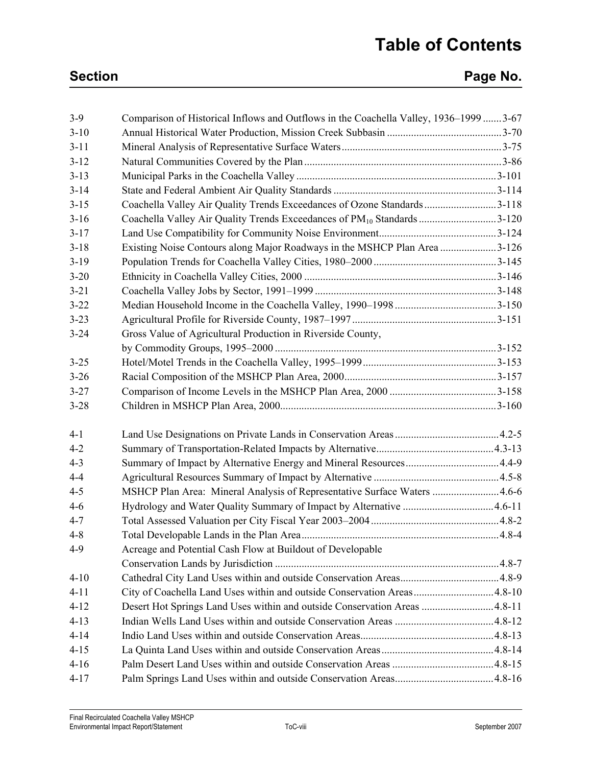# Table of Contents

| Section | | Page No. |
|---|---|---|
| 3-9 | Comparison of Historical Inflows and Outflows in the Coachella Valley, 1936–1999 | 3-67 |
| 3-10 | Annual Historical Water Production, Mission Creek Subbasin | 3-70 |
| 3-11 | Mineral Analysis of Representative Surface Waters | 3-75 |
| 3-12 | Natural Communities Covered by the Plan | 3-86 |
| 3-13 | Municipal Parks in the Coachella Valley | 3-101 |
| 3-14 | State and Federal Ambient Air Quality Standards | 3-114 |
| 3-15 | Coachella Valley Air Quality Trends Exceedances of Ozone Standards | 3-118 |
| 3-16 | Coachella Valley Air Quality Trends Exceedances of $PM_{10}$ Standards | 3-120 |
| 3-17 | Land Use Compatibility for Community Noise Environment | 3-124 |
| 3-18 | Existing Noise Contours along Major Roadways in the MSHCP Plan Area | 3-126 |
| 3-19 | Population Trends for Coachella Valley Cities, 1980–2000 | 3-145 |
| 3-20 | Ethnicity in Coachella Valley Cities, 2000 | 3-146 |
| 3-21 | Coachella Valley Jobs by Sector, 1991–1999 | 3-148 |
| 3-22 | Median Household Income in the Coachella Valley, 1990–1998 | 3-150 |
| 3-23 | Agricultural Profile for Riverside County, 1987–1997 | 3-151 |
| 3-24 | Gross Value of Agricultural Production in Riverside County, by Commodity Groups, 1995–2000 | 3-152 |
| 3-25 | Hotel/Motel Trends in the Coachella Valley, 1995–1999 | 3-153 |
| 3-26 | Racial Composition of the MSHCP Plan Area, 2000 | 3-157 |
| 3-27 | Comparison of Income Levels in the MSHCP Plan Area, 2000 | 3-158 |
| 3-28 | Children in MSHCP Plan Area, 2000 | 3-160 |
| 4-1 | Land Use Designations on Private Lands in Conservation Areas | 4.2-5 |
| 4-2 | Summary of Transportation-Related Impacts by Alternative | 4.3-13 |
| 4-3 | Summary of Impact by Alternative Energy and Mineral Resources | 4.4-9 |
| 4-4 | Agricultural Resources Summary of Impact by Alternative | 4.5-8 |
| 4-5 | MSHCP Plan Area: Mineral Analysis of Representative Surface Waters | 4.6-6 |
| 4-6 | Hydrology and Water Quality Summary of Impact by Alternative | 4.6-11 |
| 4-7 | Total Assessed Valuation per City Fiscal Year 2003–2004 | 4.8-2 |
| 4-8 | Total Developable Lands in the Plan Area | 4.8-4 |
| 4-9 | Acreage and Potential Cash Flow at Buildout of Developable Conservation Lands by Jurisdiction | 4.8-7 |
| 4-10 | Cathedral City Land Uses within and outside Conservation Areas | 4.8-9 |
| 4-11 | City of Coachella Land Uses within and outside Conservation Areas | 4.8-10 |
| 4-12 | Desert Hot Springs Land Uses within and outside Conservation Areas | 4.8-11 |
| 4-13 | Indian Wells Land Uses within and outside Conservation Areas | 4.8-12 |
| 4-14 | Indio Land Uses within and outside Conservation Areas | 4.8-13 |
| 4-15 | La Quinta Land Uses within and outside Conservation Areas | 4.8-14 |
| 4-16 | Palm Desert Land Uses within and outside Conservation Areas | 4.8-15 |
| 4-17 | Palm Springs Land Uses within and outside Conservation Areas | 4.8-16 |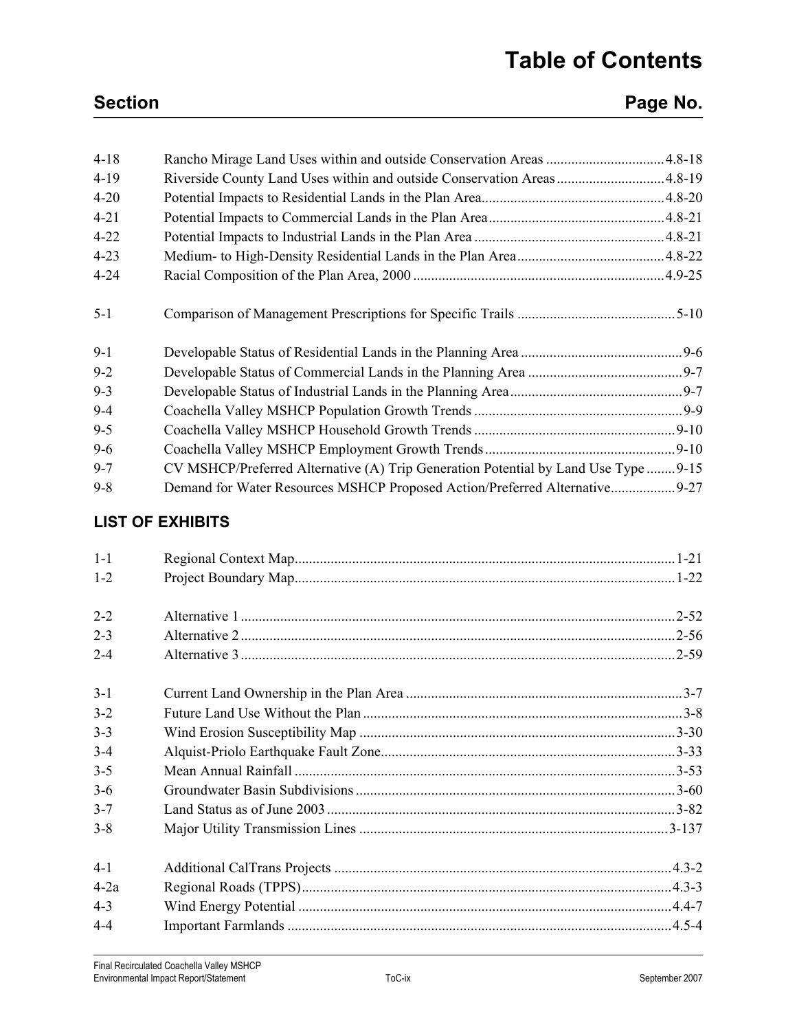# Table of Contents

| Section | | Page No. |
|---|---|---|
| 4-18 | Rancho Mirage Land Uses within and outside Conservation Areas | 4.8-18 |
| 4-19 | Riverside County Land Uses within and outside Conservation Areas | 4.8-19 |
| 4-20 | Potential Impacts to Residential Lands in the Plan Area | 4.8-20 |
| 4-21 | Potential Impacts to Commercial Lands in the Plan Area | 4.8-21 |
| 4-22 | Potential Impacts to Industrial Lands in the Plan Area | 4.8-21 |
| 4-23 | Medium- to High-Density Residential Lands in the Plan Area | 4.8-22 |
| 4-24 | Racial Composition of the Plan Area, 2000 | 4.9-25 |
| 5-1 | Comparison of Management Prescriptions for Specific Trails | 5-10 |
| 9-1 | Developable Status of Residential Lands in the Planning Area | 9-6 |
| 9-2 | Developable Status of Commercial Lands in the Planning Area | 9-7 |
| 9-3 | Developable Status of Industrial Lands in the Planning Area | 9-7 |
| 9-4 | Coachella Valley MSHCP Population Growth Trends | 9-9 |
| 9-5 | Coachella Valley MSHCP Household Growth Trends | 9-10 |
| 9-6 | Coachella Valley MSHCP Employment Growth Trends | 9-10 |
| 9-7 | CV MSHCP/Preferred Alternative (A) Trip Generation Potential by Land Use Type | 9-15 |
| 9-8 | Demand for Water Resources MSHCP Proposed Action/Preferred Alternative | 9-27 |

## LIST OF EXHIBITS

| | | |
|---|---|---|
| 1-1 | Regional Context Map | 1-21 |
| 1-2 | Project Boundary Map | 1-22 |
| 2-2 | Alternative 1 | 2-52 |
| 2-3 | Alternative 2 | 2-56 |
| 2-4 | Alternative 3 | 2-59 |
| 3-1 | Current Land Ownership in the Plan Area | 3-7 |
| 3-2 | Future Land Use Without the Plan | 3-8 |
| 3-3 | Wind Erosion Susceptibility Map | 3-30 |
| 3-4 | Alquist-Priolo Earthquake Fault Zone | 3-33 |
| 3-5 | Mean Annual Rainfall | 3-53 |
| 3-6 | Groundwater Basin Subdivisions | 3-60 |
| 3-7 | Land Status as of June 2003 | 3-82 |
| 3-8 | Major Utility Transmission Lines | 3-137 |
| 4-1 | Additional CalTrans Projects | 4.3-2 |
| 4-2a | Regional Roads (TPPS) | 4.3-3 |
| 4-3 | Wind Energy Potential | 4.4-7 |
| 4-4 | Important Farmlands | 4.5-4 |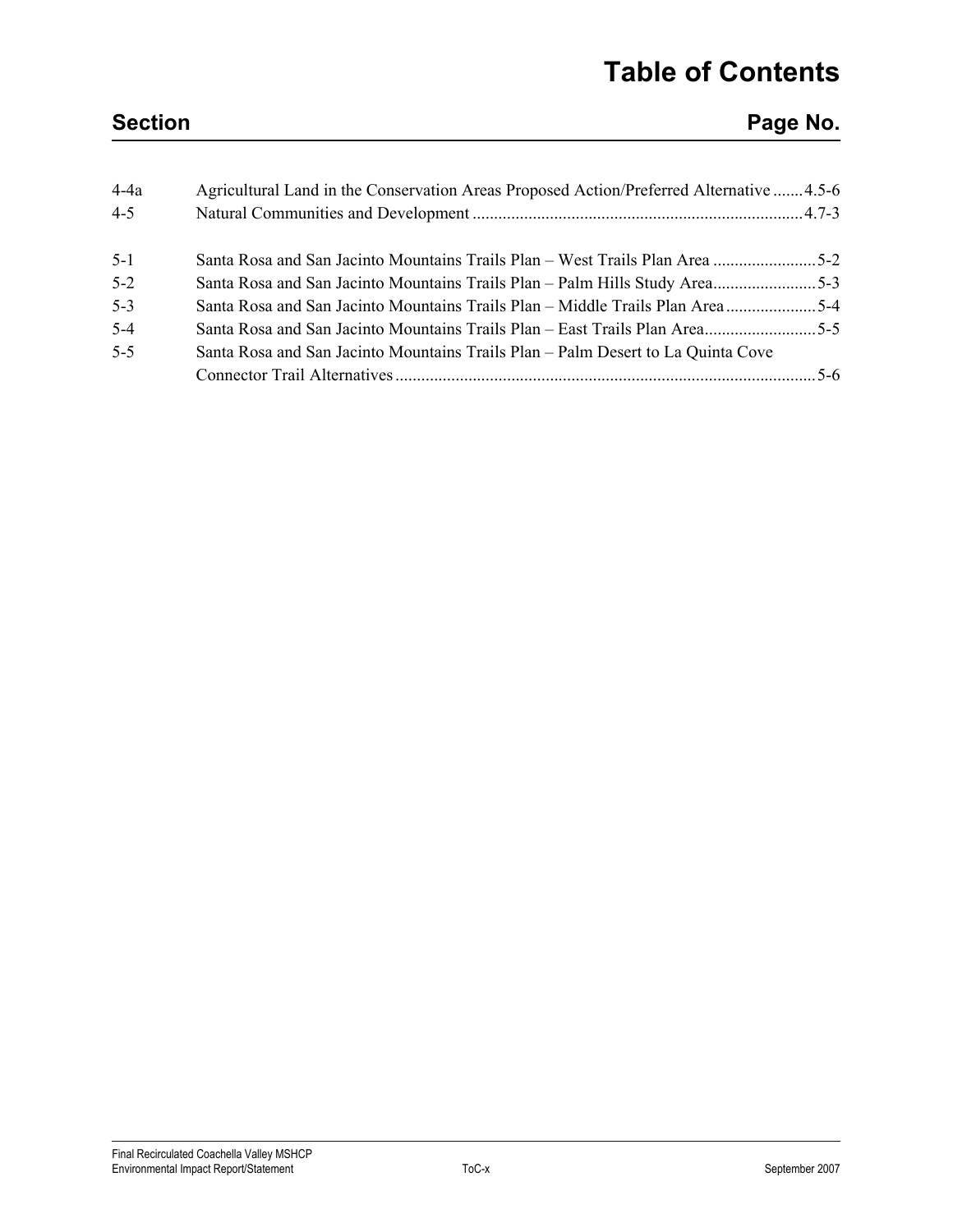# Table of Contents

| Section | | Page No. |
|---|---|---|
| 4-4a | Agricultural Land in the Conservation Areas Proposed Action/Preferred Alternative | 4.5-6 |
| 4-5 | Natural Communities and Development | 4.7-3 |
| 5-1 | Santa Rosa and San Jacinto Mountains Trails Plan – West Trails Plan Area | 5-2 |
| 5-2 | Santa Rosa and San Jacinto Mountains Trails Plan – Palm Hills Study Area | 5-3 |
| 5-3 | Santa Rosa and San Jacinto Mountains Trails Plan – Middle Trails Plan Area | 5-4 |
| 5-4 | Santa Rosa and San Jacinto Mountains Trails Plan – East Trails Plan Area | 5-5 |
| 5-5 | Santa Rosa and San Jacinto Mountains Trails Plan – Palm Desert to La Quinta Cove Connector Trail Alternatives | 5-6 |